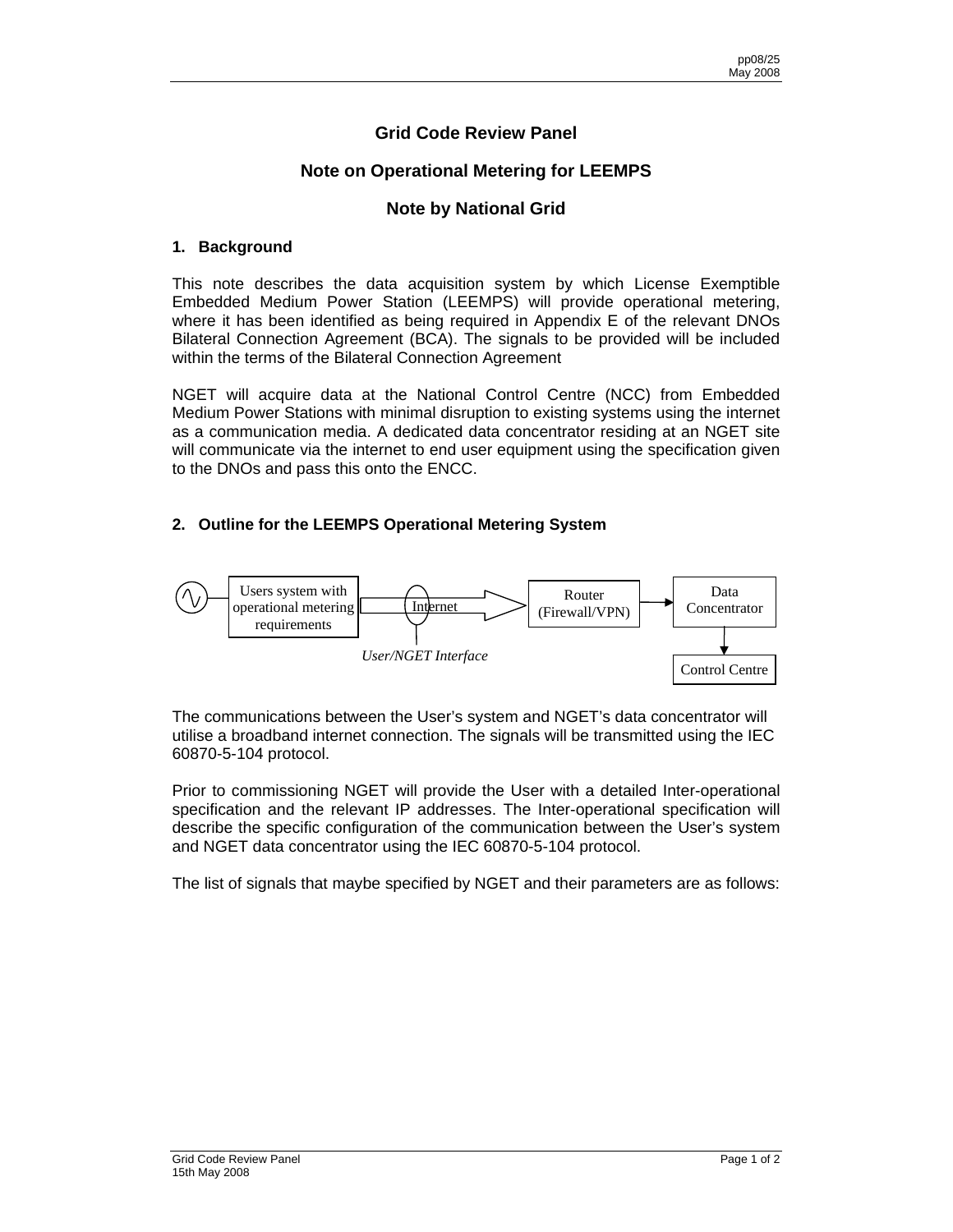# Grid Code Review Panel

## Note on Operational Metering for LEEMPS

## Note by National Grid

### 1. Background

This note describes the data acquisition system by which License Exemptible Embedded Medium Power Station (LEEMPS) will provide operational metering, where it has been identified as being required in Appendix E of the relevant DNOs Bilateral Connection Agreement (BCA). The signals to be provided will be included within the terms of the Bilateral Connection Agreement

NGET will acquire data at the National Control Centre (NCC) from Embedded Medium Power Stations with minimal disruption to existing systems using the internet as a communication media. A dedicated data concentrator residing at an NGET site will communicate via the internet to end user equipment using the specification given to the DNOs and pass this onto the ENCC.

### 2. Outline for the LEEMPS Operational Metering System

Users system with operational metering requirements → Internet → Router (Firewall/VPN) → Data Concentrator → Control Centre

*User/NGET Interface*

The communications between the User's system and NGET's data concentrator will utilise a broadband internet connection. The signals will be transmitted using the IEC 60870-5-104 protocol.

Prior to commissioning NGET will provide the User with a detailed Inter-operational specification and the relevant IP addresses. The Inter-operational specification will describe the specific configuration of the communication between the User's system and NGET data concentrator using the IEC 60870-5-104 protocol.

The list of signals that maybe specified by NGET and their parameters are as follows: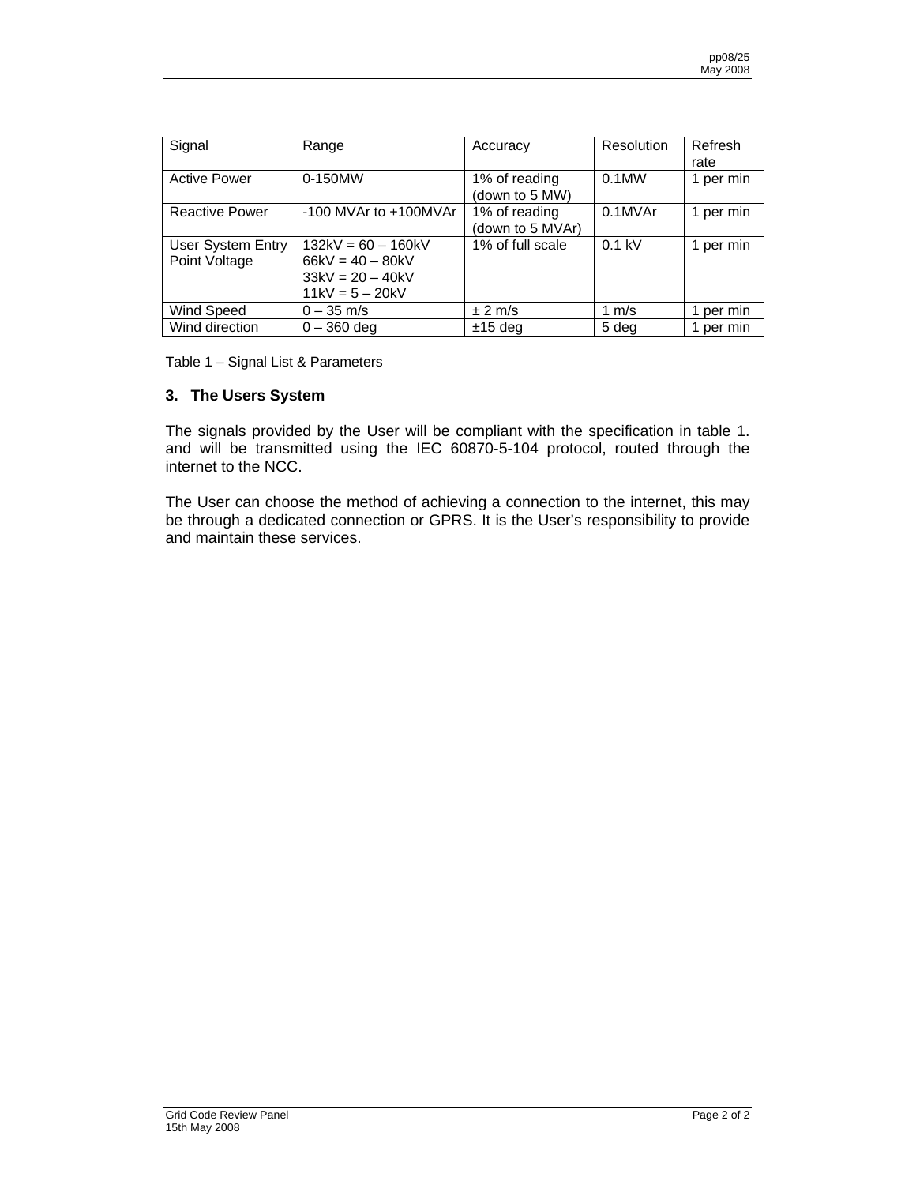| Signal | Range | Accuracy | Resolution | Refresh rate |
|---|---|---|---|---|
| Active Power | 0-150MW | 1% of reading (down to 5 MW) | 0.1MW | 1 per min |
| Reactive Power | -100 MVAr to +100MVAr | 1% of reading (down to 5 MVAr) | 0.1MVAr | 1 per min |
| User System Entry Point Voltage | 132kV = 60 – 160kV<br>66kV = 40 – 80kV<br>33kV = 20 – 40kV<br>11kV = 5 – 20kV | 1% of full scale | 0.1 kV | 1 per min |
| Wind Speed | 0 – 35 m/s | ± 2 m/s | 1 m/s | 1 per min |
| Wind direction | 0 – 360 deg | ±15 deg | 5 deg | 1 per min |

Table 1 – Signal List & Parameters

### 3. The Users System

The signals provided by the User will be compliant with the specification in table 1. and will be transmitted using the IEC 60870-5-104 protocol, routed through the internet to the NCC.

The User can choose the method of achieving a connection to the internet, this may be through a dedicated connection or GPRS. It is the User's responsibility to provide and maintain these services.